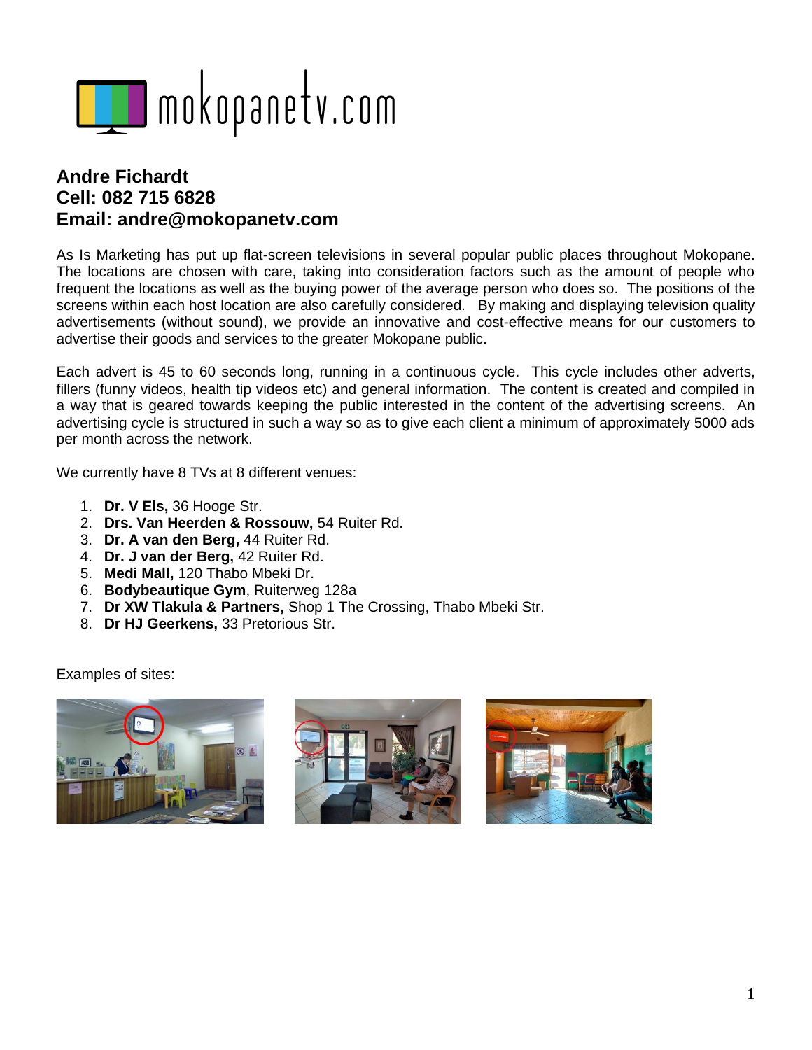mokopanetv.com

**Andre Fichardt**
**Cell: 082 715 6828**
**Email: andre@mokopanetv.com**

As Is Marketing has put up flat-screen televisions in several popular public places throughout Mokopane. The locations are chosen with care, taking into consideration factors such as the amount of people who frequent the locations as well as the buying power of the average person who does so. The positions of the screens within each host location are also carefully considered. By making and displaying television quality advertisements (without sound), we provide an innovative and cost-effective means for our customers to advertise their goods and services to the greater Mokopane public.

Each advert is 45 to 60 seconds long, running in a continuous cycle. This cycle includes other adverts, fillers (funny videos, health tip videos etc) and general information. The content is created and compiled in a way that is geared towards keeping the public interested in the content of the advertising screens. An advertising cycle is structured in such a way so as to give each client a minimum of approximately 5000 ads per month across the network.

We currently have 8 TVs at 8 different venues:

1. **Dr. V Els,** 36 Hooge Str.
2. **Drs. Van Heerden & Rossouw,** 54 Ruiter Rd.
3. **Dr. A van den Berg,** 44 Ruiter Rd.
4. **Dr. J van der Berg,** 42 Ruiter Rd.
5. **Medi Mall,** 120 Thabo Mbeki Dr.
6. **Bodybeautique Gym**, Ruiterweg 128a
7. **Dr XW Tlakula & Partners,** Shop 1 The Crossing, Thabo Mbeki Str.
8. **Dr HJ Geerkens,** 33 Pretorious Str.

Examples of sites: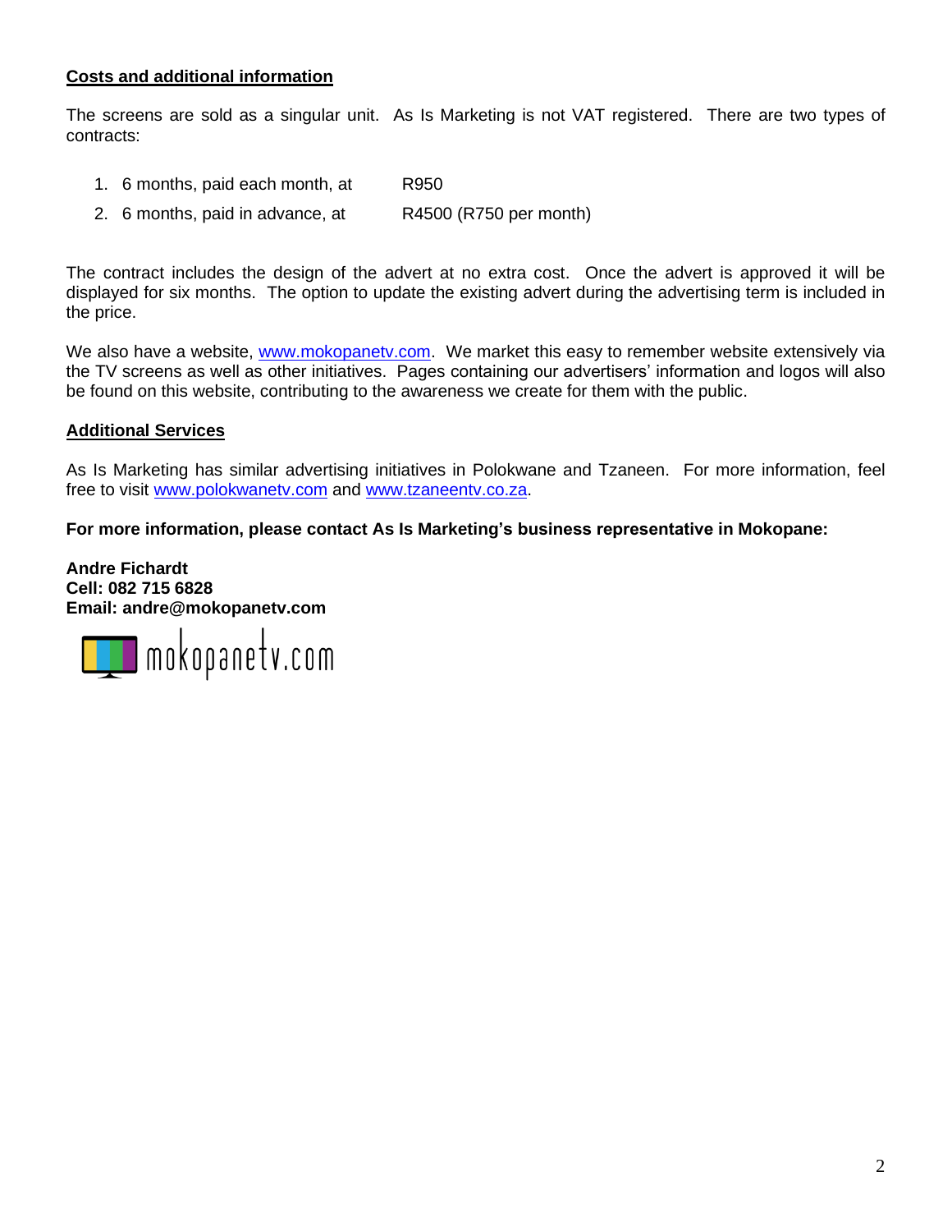## Costs and additional information

The screens are sold as a singular unit. As Is Marketing is not VAT registered. There are two types of contracts:

1. 6 months, paid each month, at R950
2. 6 months, paid in advance, at R4500 (R750 per month)

The contract includes the design of the advert at no extra cost. Once the advert is approved it will be displayed for six months. The option to update the existing advert during the advertising term is included in the price.

We also have a website, www.mokopanetv.com. We market this easy to remember website extensively via the TV screens as well as other initiatives. Pages containing our advertisers' information and logos will also be found on this website, contributing to the awareness we create for them with the public.

## Additional Services

As Is Marketing has similar advertising initiatives in Polokwane and Tzaneen. For more information, feel free to visit www.polokwanetv.com and www.tzaneentv.co.za.

**For more information, please contact As Is Marketing's business representative in Mokopane:**

**Andre Fichardt**
**Cell: 082 715 6828**
**Email: andre@mokopanetv.com**

mokopanetv.com